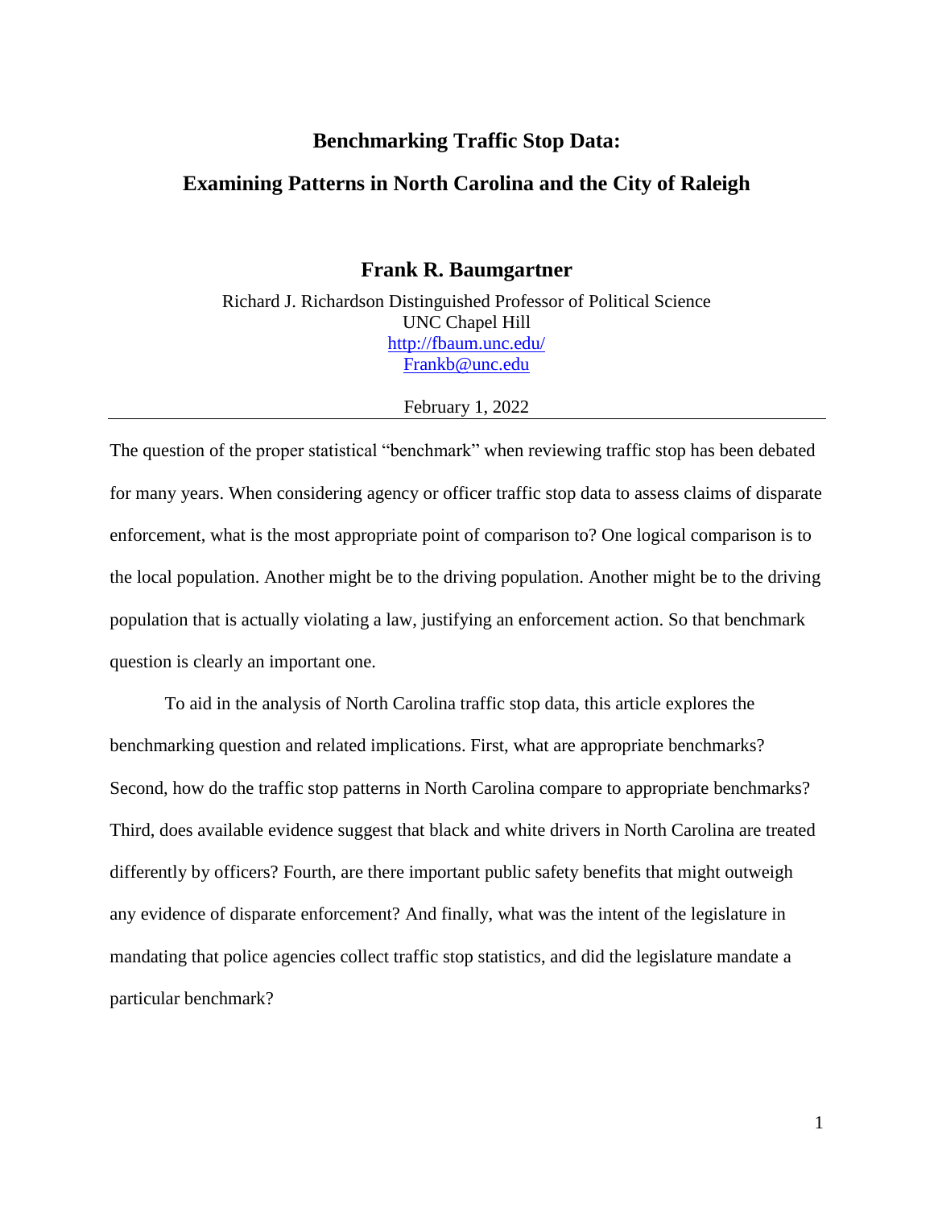# Benchmarking Traffic Stop Data:

## Examining Patterns in North Carolina and the City of Raleigh

**Frank R. Baumgartner**

Richard J. Richardson Distinguished Professor of Political Science
UNC Chapel Hill
http://fbaum.unc.edu/
Frankb@unc.edu

February 1, 2022

---

The question of the proper statistical "benchmark" when reviewing traffic stop has been debated for many years. When considering agency or officer traffic stop data to assess claims of disparate enforcement, what is the most appropriate point of comparison to? One logical comparison is to the local population. Another might be to the driving population. Another might be to the driving population that is actually violating a law, justifying an enforcement action. So that benchmark question is clearly an important one.

To aid in the analysis of North Carolina traffic stop data, this article explores the benchmarking question and related implications. First, what are appropriate benchmarks? Second, how do the traffic stop patterns in North Carolina compare to appropriate benchmarks? Third, does available evidence suggest that black and white drivers in North Carolina are treated differently by officers? Fourth, are there important public safety benefits that might outweigh any evidence of disparate enforcement? And finally, what was the intent of the legislature in mandating that police agencies collect traffic stop statistics, and did the legislature mandate a particular benchmark?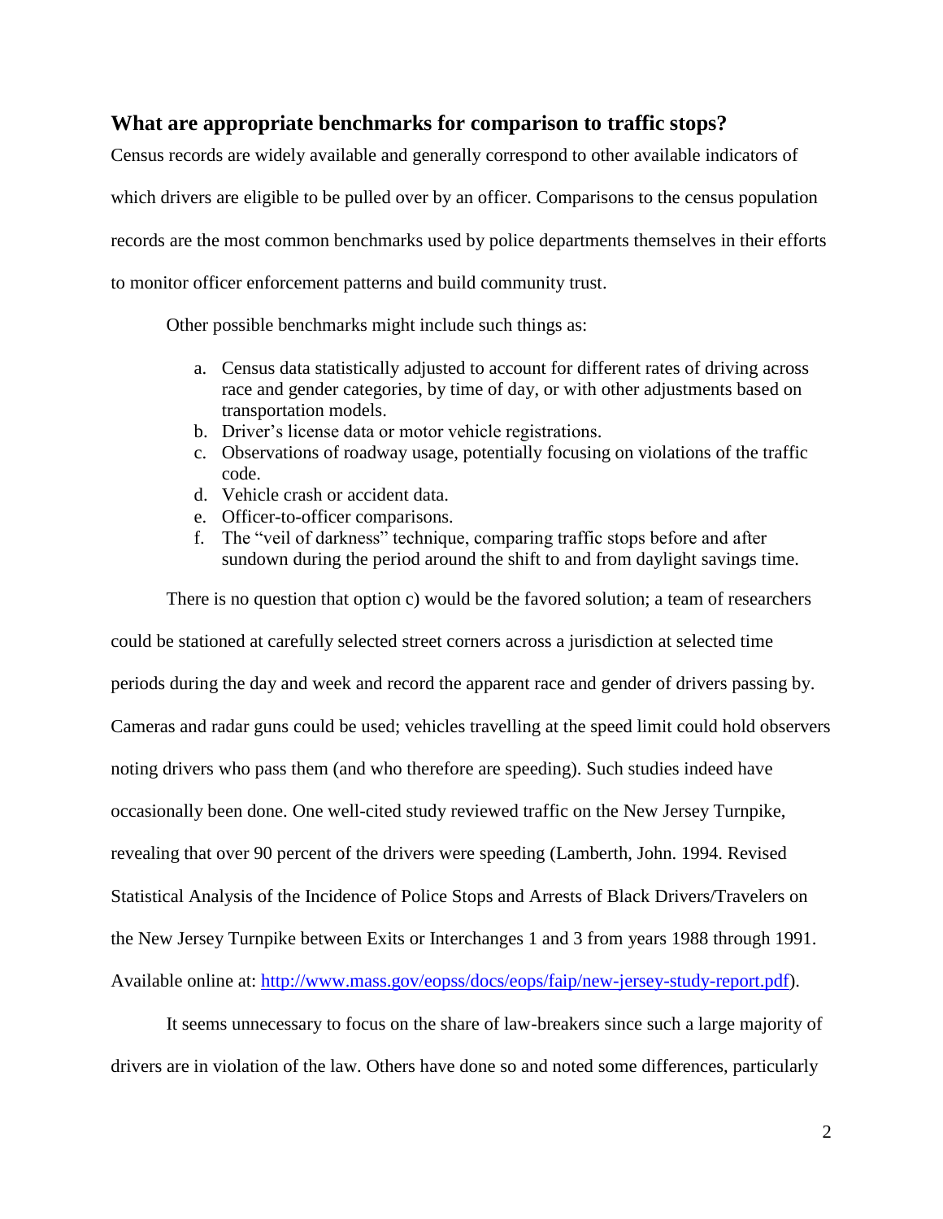## What are appropriate benchmarks for comparison to traffic stops?

Census records are widely available and generally correspond to other available indicators of which drivers are eligible to be pulled over by an officer. Comparisons to the census population records are the most common benchmarks used by police departments themselves in their efforts to monitor officer enforcement patterns and build community trust.

Other possible benchmarks might include such things as:

a. Census data statistically adjusted to account for different rates of driving across race and gender categories, by time of day, or with other adjustments based on transportation models.
b. Driver's license data or motor vehicle registrations.
c. Observations of roadway usage, potentially focusing on violations of the traffic code.
d. Vehicle crash or accident data.
e. Officer-to-officer comparisons.
f. The "veil of darkness" technique, comparing traffic stops before and after sundown during the period around the shift to and from daylight savings time.

There is no question that option c) would be the favored solution; a team of researchers could be stationed at carefully selected street corners across a jurisdiction at selected time periods during the day and week and record the apparent race and gender of drivers passing by. Cameras and radar guns could be used; vehicles travelling at the speed limit could hold observers noting drivers who pass them (and who therefore are speeding). Such studies indeed have occasionally been done. One well-cited study reviewed traffic on the New Jersey Turnpike, revealing that over 90 percent of the drivers were speeding (Lamberth, John. 1994. Revised Statistical Analysis of the Incidence of Police Stops and Arrests of Black Drivers/Travelers on the New Jersey Turnpike between Exits or Interchanges 1 and 3 from years 1988 through 1991. Available online at: http://www.mass.gov/eopss/docs/eops/faip/new-jersey-study-report.pdf).

It seems unnecessary to focus on the share of law-breakers since such a large majority of drivers are in violation of the law. Others have done so and noted some differences, particularly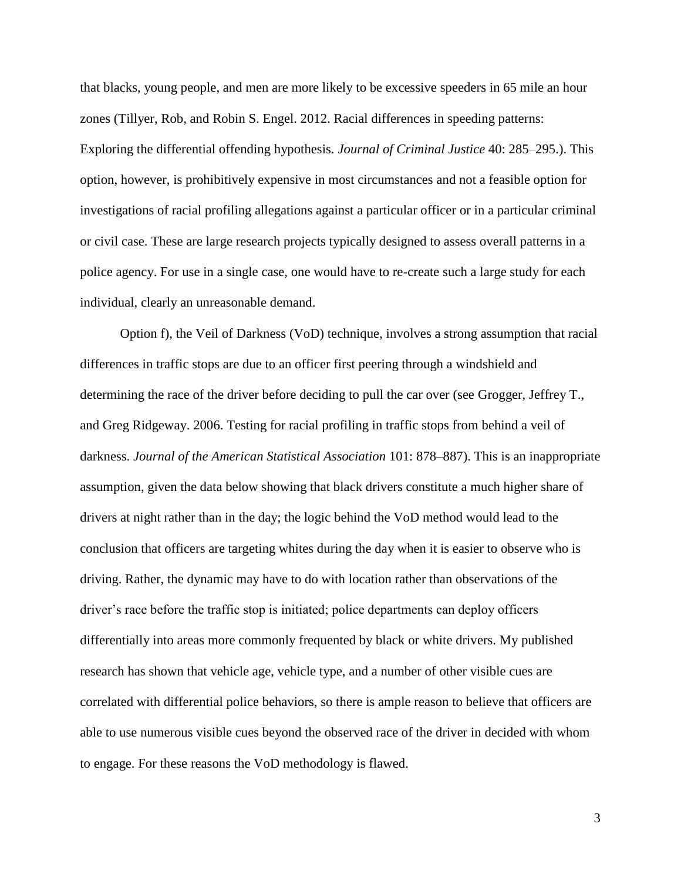that blacks, young people, and men are more likely to be excessive speeders in 65 mile an hour zones (Tillyer, Rob, and Robin S. Engel. 2012. Racial differences in speeding patterns: Exploring the differential offending hypothesis. *Journal of Criminal Justice* 40: 285–295.). This option, however, is prohibitively expensive in most circumstances and not a feasible option for investigations of racial profiling allegations against a particular officer or in a particular criminal or civil case. These are large research projects typically designed to assess overall patterns in a police agency. For use in a single case, one would have to re-create such a large study for each individual, clearly an unreasonable demand.

Option f), the Veil of Darkness (VoD) technique, involves a strong assumption that racial differences in traffic stops are due to an officer first peering through a windshield and determining the race of the driver before deciding to pull the car over (see Grogger, Jeffrey T., and Greg Ridgeway. 2006. Testing for racial profiling in traffic stops from behind a veil of darkness. *Journal of the American Statistical Association* 101: 878–887). This is an inappropriate assumption, given the data below showing that black drivers constitute a much higher share of drivers at night rather than in the day; the logic behind the VoD method would lead to the conclusion that officers are targeting whites during the day when it is easier to observe who is driving. Rather, the dynamic may have to do with location rather than observations of the driver's race before the traffic stop is initiated; police departments can deploy officers differentially into areas more commonly frequented by black or white drivers. My published research has shown that vehicle age, vehicle type, and a number of other visible cues are correlated with differential police behaviors, so there is ample reason to believe that officers are able to use numerous visible cues beyond the observed race of the driver in decided with whom to engage. For these reasons the VoD methodology is flawed.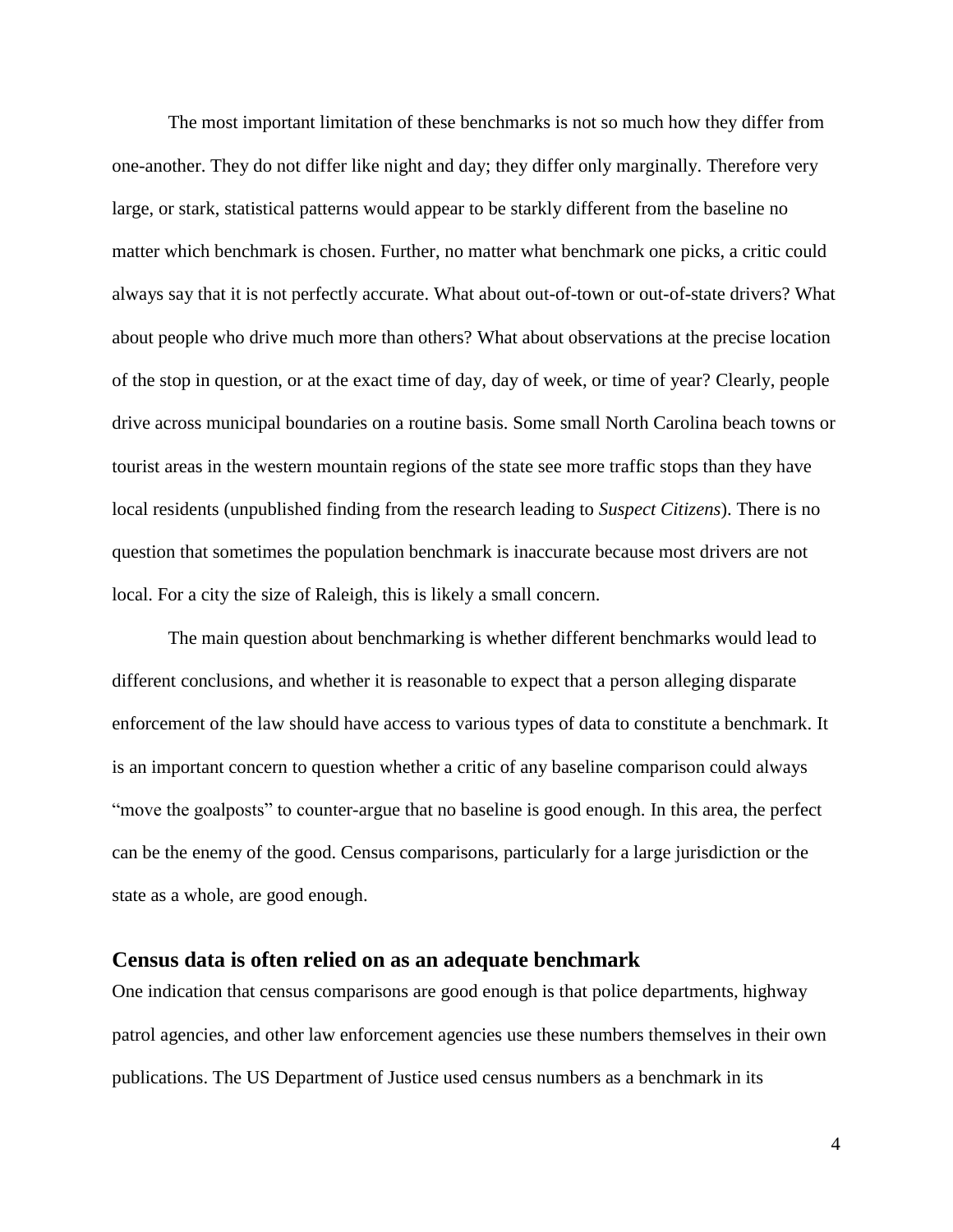The most important limitation of these benchmarks is not so much how they differ from one-another. They do not differ like night and day; they differ only marginally. Therefore very large, or stark, statistical patterns would appear to be starkly different from the baseline no matter which benchmark is chosen. Further, no matter what benchmark one picks, a critic could always say that it is not perfectly accurate. What about out-of-town or out-of-state drivers? What about people who drive much more than others? What about observations at the precise location of the stop in question, or at the exact time of day, day of week, or time of year? Clearly, people drive across municipal boundaries on a routine basis. Some small North Carolina beach towns or tourist areas in the western mountain regions of the state see more traffic stops than they have local residents (unpublished finding from the research leading to *Suspect Citizens*). There is no question that sometimes the population benchmark is inaccurate because most drivers are not local. For a city the size of Raleigh, this is likely a small concern.

The main question about benchmarking is whether different benchmarks would lead to different conclusions, and whether it is reasonable to expect that a person alleging disparate enforcement of the law should have access to various types of data to constitute a benchmark. It is an important concern to question whether a critic of any baseline comparison could always "move the goalposts" to counter-argue that no baseline is good enough. In this area, the perfect can be the enemy of the good. Census comparisons, particularly for a large jurisdiction or the state as a whole, are good enough.

## Census data is often relied on as an adequate benchmark

One indication that census comparisons are good enough is that police departments, highway patrol agencies, and other law enforcement agencies use these numbers themselves in their own publications. The US Department of Justice used census numbers as a benchmark in its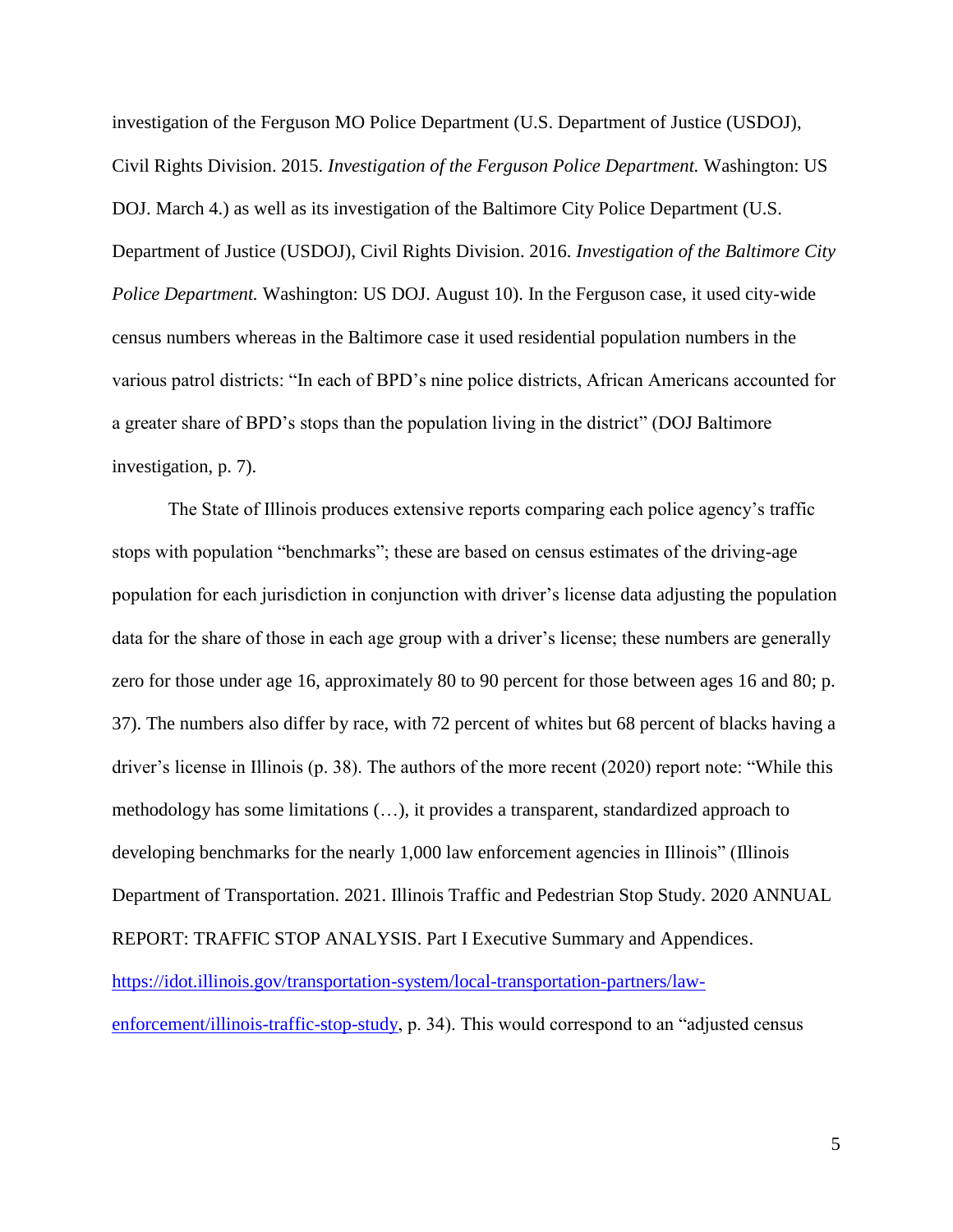investigation of the Ferguson MO Police Department (U.S. Department of Justice (USDOJ), Civil Rights Division. 2015. *Investigation of the Ferguson Police Department.* Washington: US DOJ. March 4.) as well as its investigation of the Baltimore City Police Department (U.S. Department of Justice (USDOJ), Civil Rights Division. 2016. *Investigation of the Baltimore City Police Department.* Washington: US DOJ. August 10). In the Ferguson case, it used city-wide census numbers whereas in the Baltimore case it used residential population numbers in the various patrol districts: "In each of BPD's nine police districts, African Americans accounted for a greater share of BPD's stops than the population living in the district" (DOJ Baltimore investigation, p. 7).

The State of Illinois produces extensive reports comparing each police agency's traffic stops with population "benchmarks"; these are based on census estimates of the driving-age population for each jurisdiction in conjunction with driver's license data adjusting the population data for the share of those in each age group with a driver's license; these numbers are generally zero for those under age 16, approximately 80 to 90 percent for those between ages 16 and 80; p. 37). The numbers also differ by race, with 72 percent of whites but 68 percent of blacks having a driver's license in Illinois (p. 38). The authors of the more recent (2020) report note: "While this methodology has some limitations (…), it provides a transparent, standardized approach to developing benchmarks for the nearly 1,000 law enforcement agencies in Illinois" (Illinois Department of Transportation. 2021. Illinois Traffic and Pedestrian Stop Study. 2020 ANNUAL REPORT: TRAFFIC STOP ANALYSIS. Part I Executive Summary and Appendices. [https://idot.illinois.gov/transportation-system/local-transportation-partners/law-enforcement/illinois-traffic-stop-study](https://idot.illinois.gov/transportation-system/local-transportation-partners/law-enforcement/illinois-traffic-stop-study), p. 34). This would correspond to an "adjusted census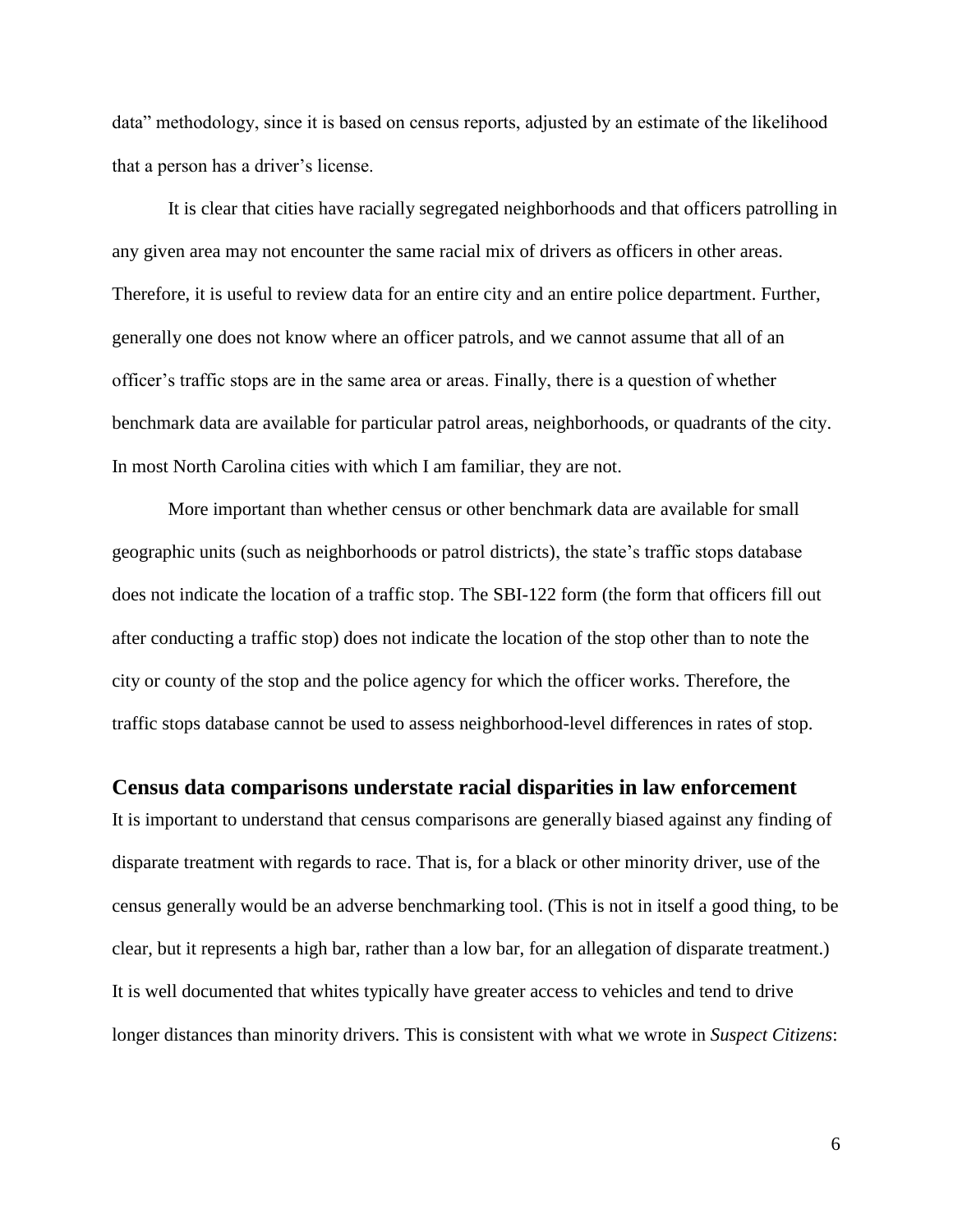data" methodology, since it is based on census reports, adjusted by an estimate of the likelihood that a person has a driver's license.

It is clear that cities have racially segregated neighborhoods and that officers patrolling in any given area may not encounter the same racial mix of drivers as officers in other areas. Therefore, it is useful to review data for an entire city and an entire police department. Further, generally one does not know where an officer patrols, and we cannot assume that all of an officer's traffic stops are in the same area or areas. Finally, there is a question of whether benchmark data are available for particular patrol areas, neighborhoods, or quadrants of the city. In most North Carolina cities with which I am familiar, they are not.

More important than whether census or other benchmark data are available for small geographic units (such as neighborhoods or patrol districts), the state's traffic stops database does not indicate the location of a traffic stop. The SBI-122 form (the form that officers fill out after conducting a traffic stop) does not indicate the location of the stop other than to note the city or county of the stop and the police agency for which the officer works. Therefore, the traffic stops database cannot be used to assess neighborhood-level differences in rates of stop.

## Census data comparisons understate racial disparities in law enforcement

It is important to understand that census comparisons are generally biased against any finding of disparate treatment with regards to race. That is, for a black or other minority driver, use of the census generally would be an adverse benchmarking tool. (This is not in itself a good thing, to be clear, but it represents a high bar, rather than a low bar, for an allegation of disparate treatment.) It is well documented that whites typically have greater access to vehicles and tend to drive longer distances than minority drivers. This is consistent with what we wrote in *Suspect Citizens*: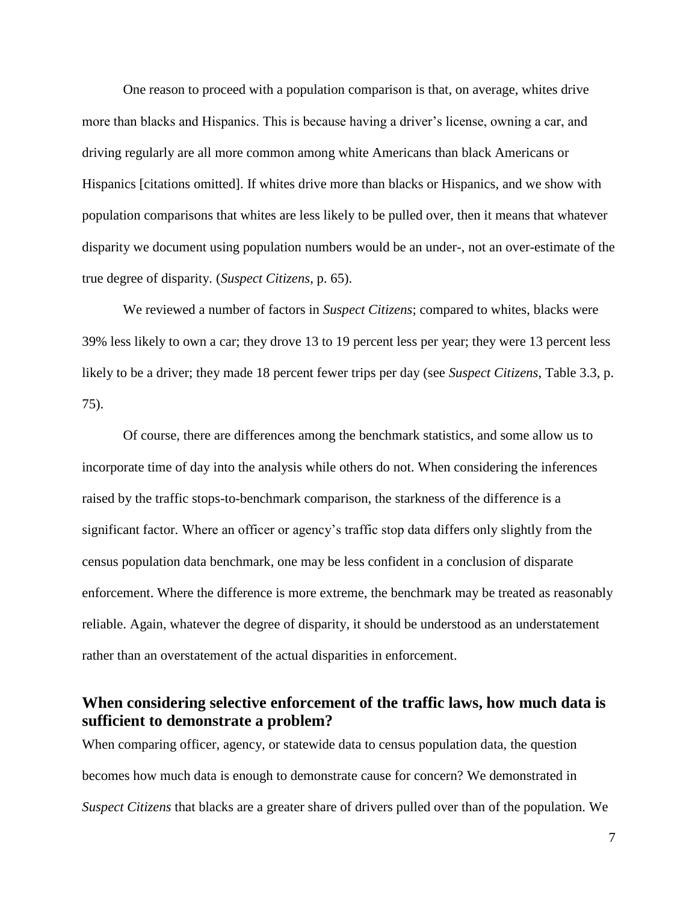One reason to proceed with a population comparison is that, on average, whites drive more than blacks and Hispanics. This is because having a driver's license, owning a car, and driving regularly are all more common among white Americans than black Americans or Hispanics [citations omitted]. If whites drive more than blacks or Hispanics, and we show with population comparisons that whites are less likely to be pulled over, then it means that whatever disparity we document using population numbers would be an under-, not an over-estimate of the true degree of disparity. (*Suspect Citizens*, p. 65).

We reviewed a number of factors in *Suspect Citizens*; compared to whites, blacks were 39% less likely to own a car; they drove 13 to 19 percent less per year; they were 13 percent less likely to be a driver; they made 18 percent fewer trips per day (see *Suspect Citizens*, Table 3.3, p. 75).

Of course, there are differences among the benchmark statistics, and some allow us to incorporate time of day into the analysis while others do not. When considering the inferences raised by the traffic stops-to-benchmark comparison, the starkness of the difference is a significant factor. Where an officer or agency's traffic stop data differs only slightly from the census population data benchmark, one may be less confident in a conclusion of disparate enforcement. Where the difference is more extreme, the benchmark may be treated as reasonably reliable. Again, whatever the degree of disparity, it should be understood as an understatement rather than an overstatement of the actual disparities in enforcement.

## When considering selective enforcement of the traffic laws, how much data is sufficient to demonstrate a problem?

When comparing officer, agency, or statewide data to census population data, the question becomes how much data is enough to demonstrate cause for concern? We demonstrated in *Suspect Citizens* that blacks are a greater share of drivers pulled over than of the population. We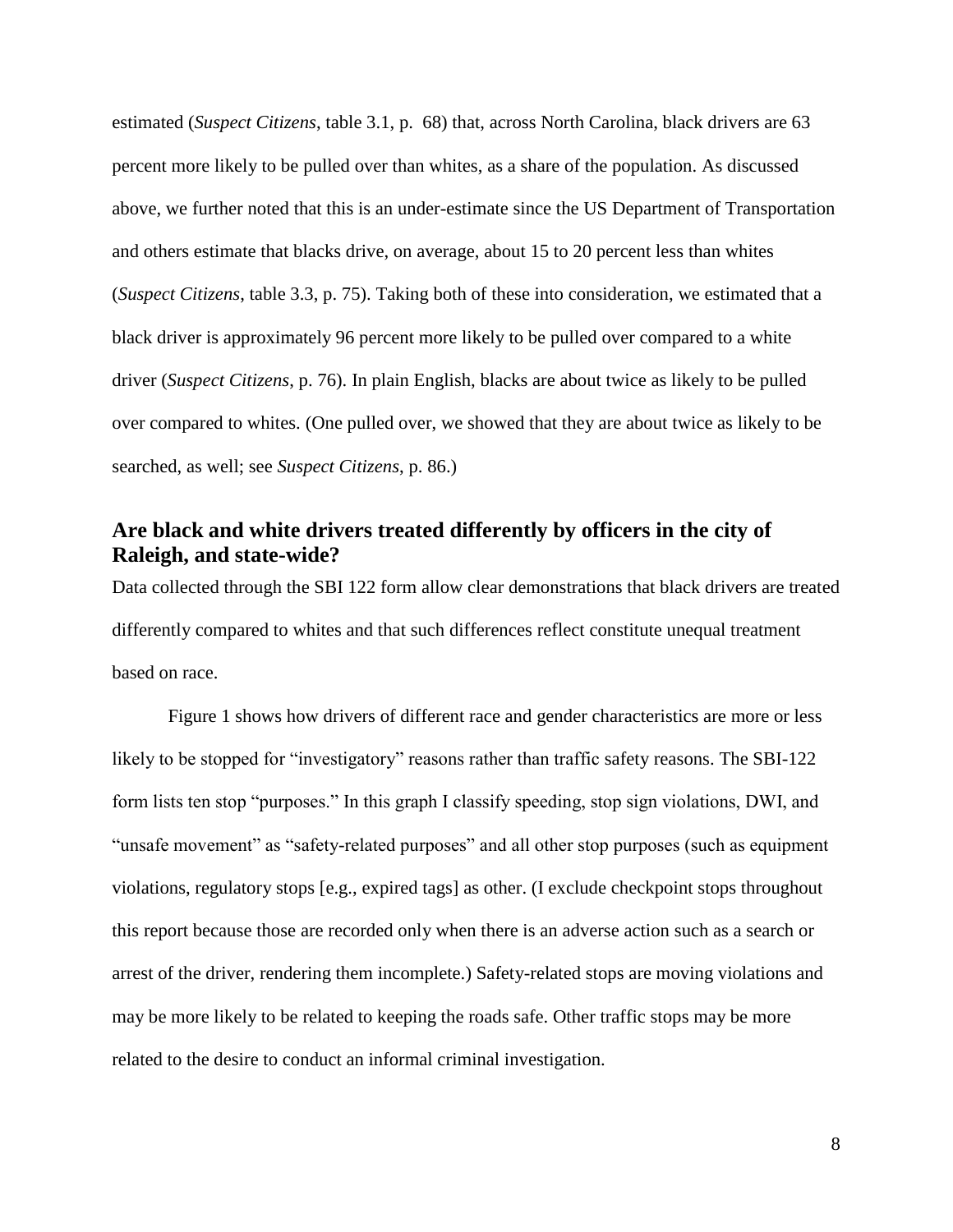estimated (*Suspect Citizens*, table 3.1, p. 68) that, across North Carolina, black drivers are 63 percent more likely to be pulled over than whites, as a share of the population. As discussed above, we further noted that this is an under-estimate since the US Department of Transportation and others estimate that blacks drive, on average, about 15 to 20 percent less than whites (*Suspect Citizens*, table 3.3, p. 75). Taking both of these into consideration, we estimated that a black driver is approximately 96 percent more likely to be pulled over compared to a white driver (*Suspect Citizens*, p. 76). In plain English, blacks are about twice as likely to be pulled over compared to whites. (One pulled over, we showed that they are about twice as likely to be searched, as well; see *Suspect Citizens*, p. 86.)

## Are black and white drivers treated differently by officers in the city of Raleigh, and state-wide?

Data collected through the SBI 122 form allow clear demonstrations that black drivers are treated differently compared to whites and that such differences reflect constitute unequal treatment based on race.

Figure 1 shows how drivers of different race and gender characteristics are more or less likely to be stopped for "investigatory" reasons rather than traffic safety reasons. The SBI-122 form lists ten stop "purposes." In this graph I classify speeding, stop sign violations, DWI, and "unsafe movement" as "safety-related purposes" and all other stop purposes (such as equipment violations, regulatory stops [e.g., expired tags] as other. (I exclude checkpoint stops throughout this report because those are recorded only when there is an adverse action such as a search or arrest of the driver, rendering them incomplete.) Safety-related stops are moving violations and may be more likely to be related to keeping the roads safe. Other traffic stops may be more related to the desire to conduct an informal criminal investigation.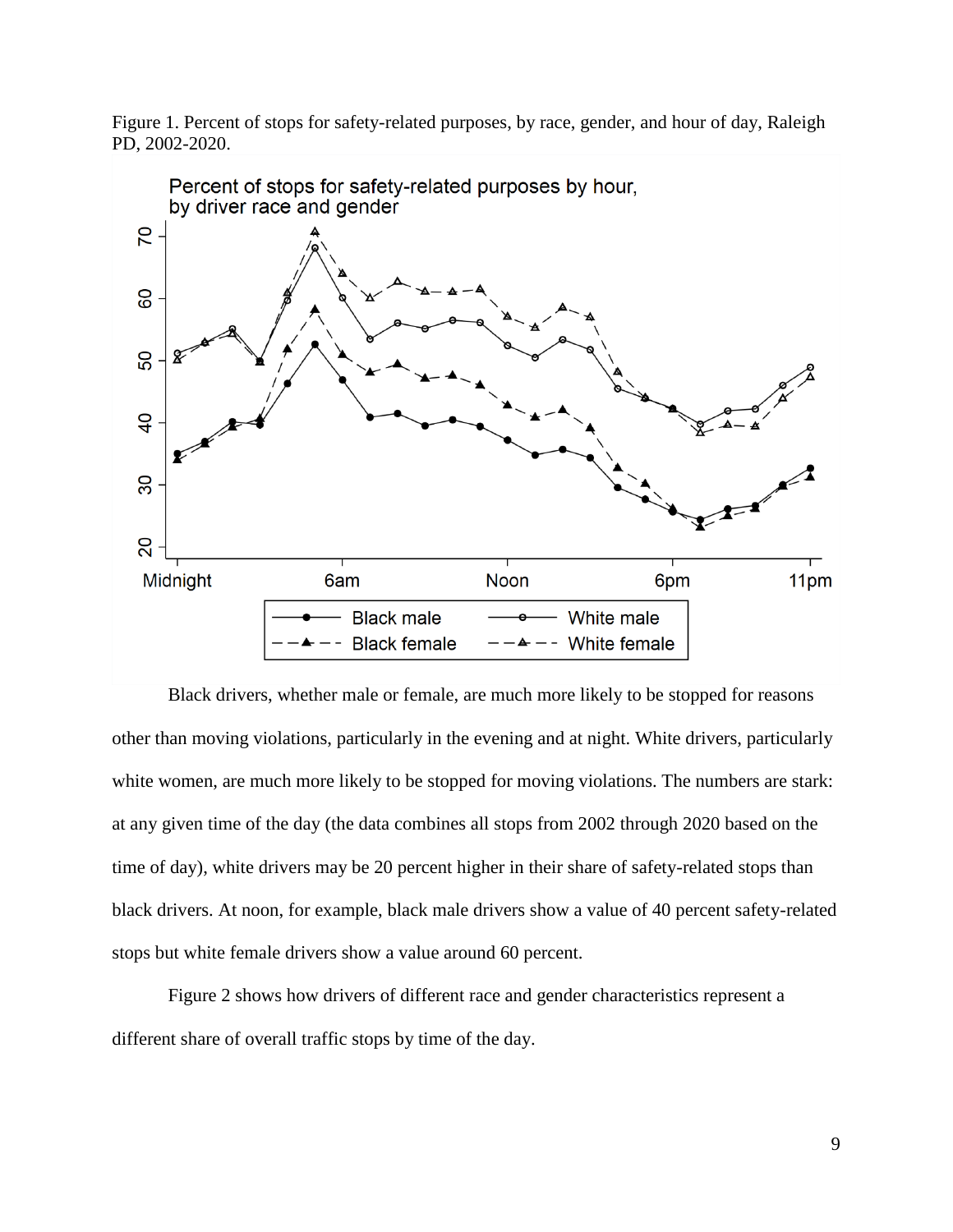Figure 1. Percent of stops for safety-related purposes, by race, gender, and hour of day, Raleigh PD, 2002-2020.

Black drivers, whether male or female, are much more likely to be stopped for reasons other than moving violations, particularly in the evening and at night. White drivers, particularly white women, are much more likely to be stopped for moving violations. The numbers are stark: at any given time of the day (the data combines all stops from 2002 through 2020 based on the time of day), white drivers may be 20 percent higher in their share of safety-related stops than black drivers. At noon, for example, black male drivers show a value of 40 percent safety-related stops but white female drivers show a value around 60 percent.

Figure 2 shows how drivers of different race and gender characteristics represent a different share of overall traffic stops by time of the day.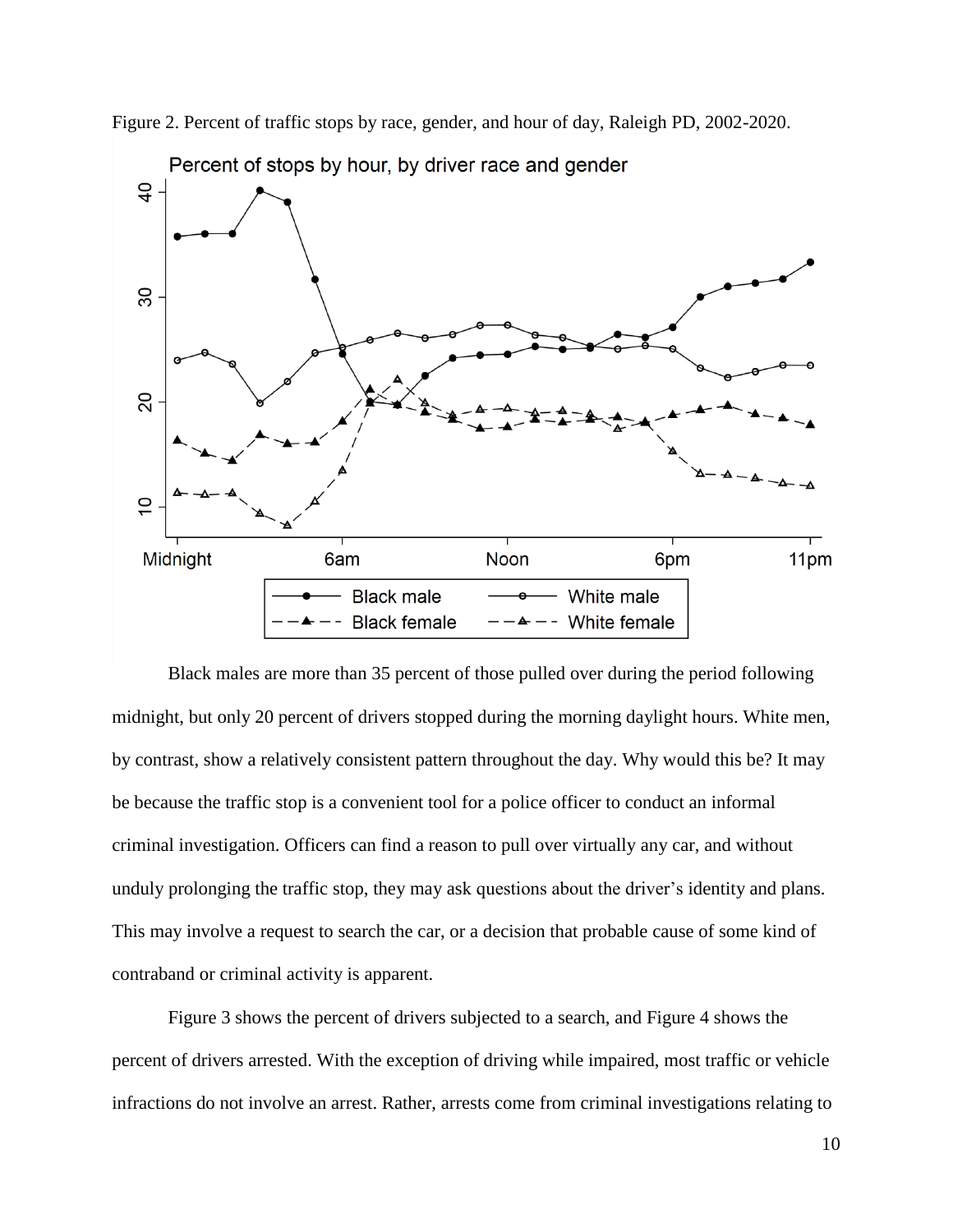Figure 2. Percent of traffic stops by race, gender, and hour of day, Raleigh PD, 2002-2020.

Black males are more than 35 percent of those pulled over during the period following midnight, but only 20 percent of drivers stopped during the morning daylight hours. White men, by contrast, show a relatively consistent pattern throughout the day. Why would this be? It may be because the traffic stop is a convenient tool for a police officer to conduct an informal criminal investigation. Officers can find a reason to pull over virtually any car, and without unduly prolonging the traffic stop, they may ask questions about the driver's identity and plans. This may involve a request to search the car, or a decision that probable cause of some kind of contraband or criminal activity is apparent.

Figure 3 shows the percent of drivers subjected to a search, and Figure 4 shows the percent of drivers arrested. With the exception of driving while impaired, most traffic or vehicle infractions do not involve an arrest. Rather, arrests come from criminal investigations relating to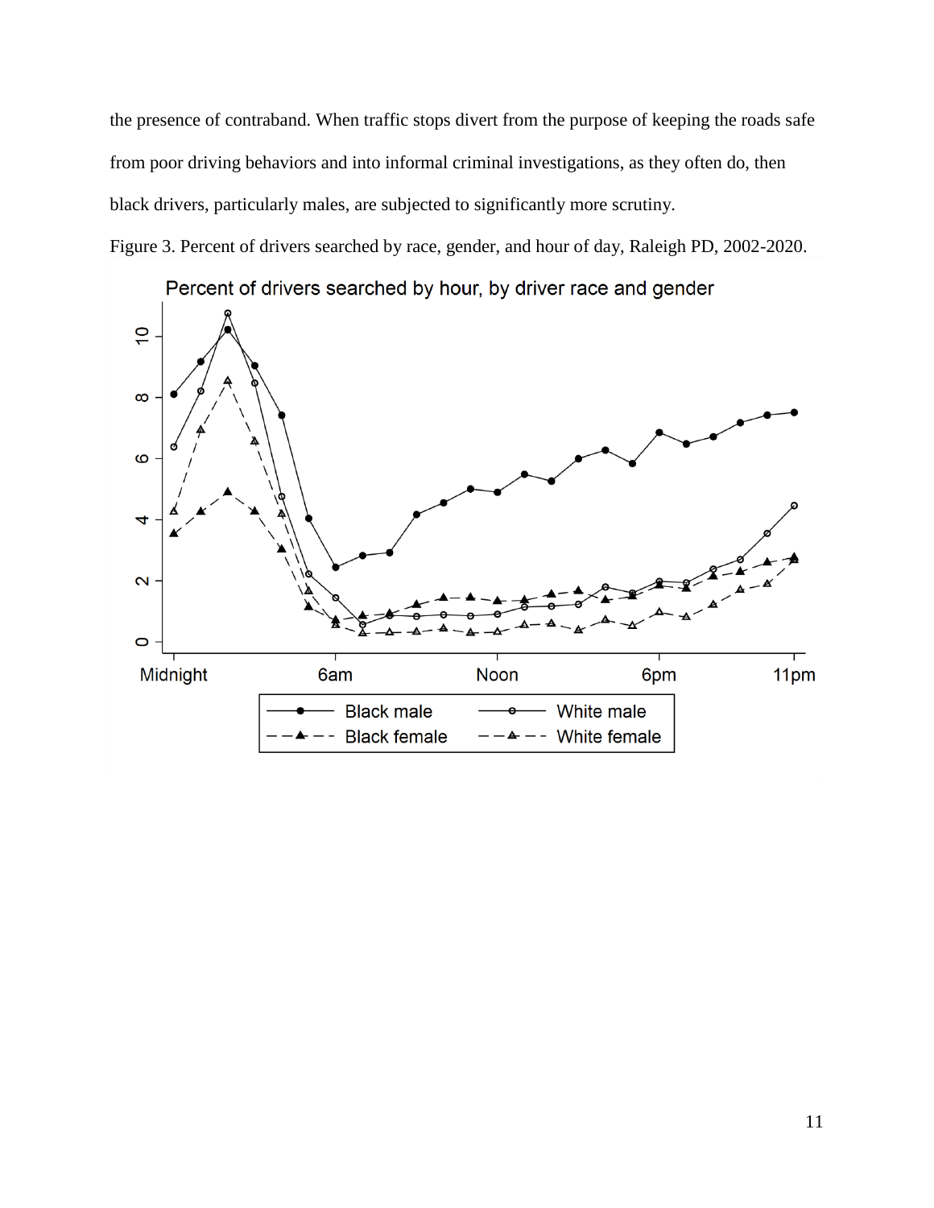the presence of contraband. When traffic stops divert from the purpose of keeping the roads safe from poor driving behaviors and into informal criminal investigations, as they often do, then black drivers, particularly males, are subjected to significantly more scrutiny.

Figure 3. Percent of drivers searched by race, gender, and hour of day, Raleigh PD, 2002-2020.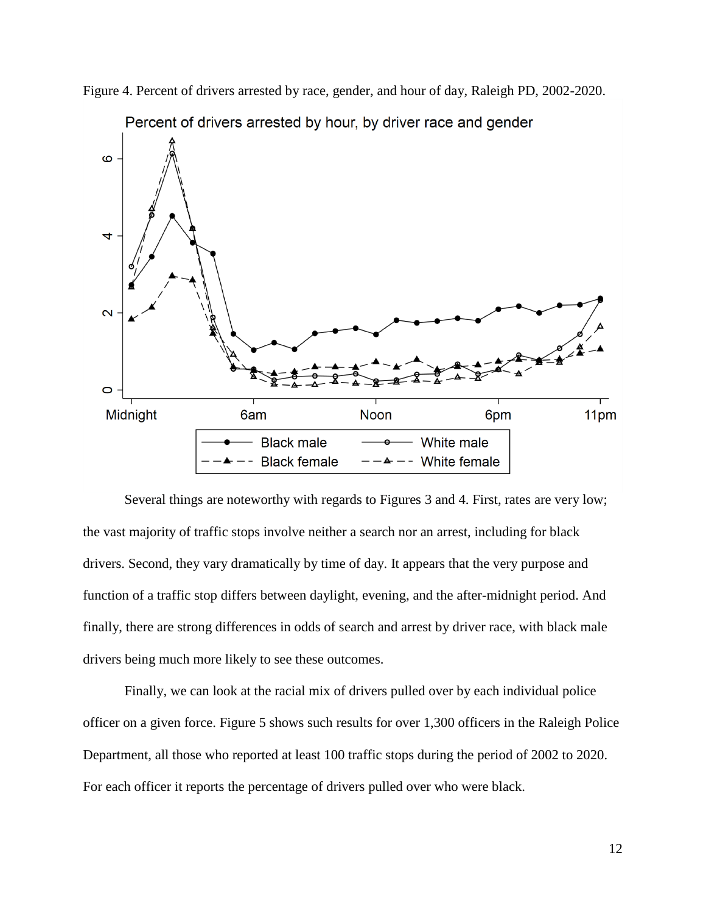Figure 4. Percent of drivers arrested by race, gender, and hour of day, Raleigh PD, 2002-2020.

Several things are noteworthy with regards to Figures 3 and 4. First, rates are very low; the vast majority of traffic stops involve neither a search nor an arrest, including for black drivers. Second, they vary dramatically by time of day. It appears that the very purpose and function of a traffic stop differs between daylight, evening, and the after-midnight period. And finally, there are strong differences in odds of search and arrest by driver race, with black male drivers being much more likely to see these outcomes.

Finally, we can look at the racial mix of drivers pulled over by each individual police officer on a given force. Figure 5 shows such results for over 1,300 officers in the Raleigh Police Department, all those who reported at least 100 traffic stops during the period of 2002 to 2020. For each officer it reports the percentage of drivers pulled over who were black.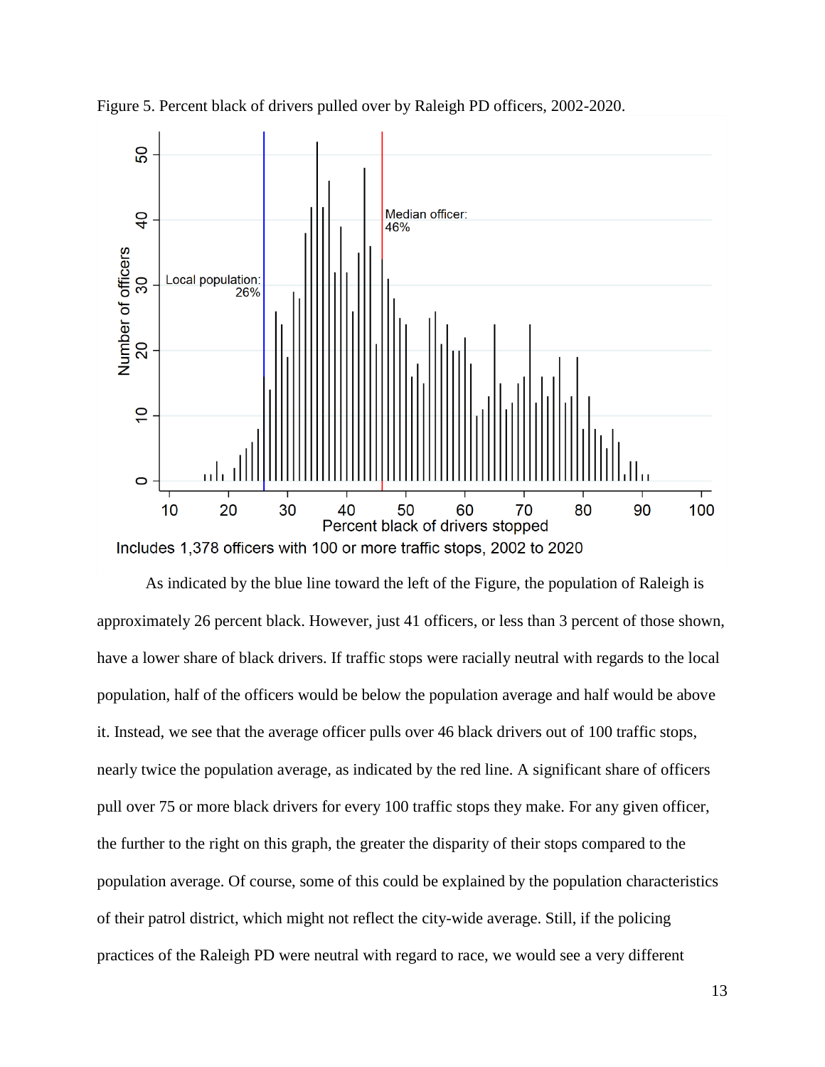Figure 5. Percent black of drivers pulled over by Raleigh PD officers, 2002-2020.

Includes 1,378 officers with 100 or more traffic stops, 2002 to 2020

As indicated by the blue line toward the left of the Figure, the population of Raleigh is approximately 26 percent black. However, just 41 officers, or less than 3 percent of those shown, have a lower share of black drivers. If traffic stops were racially neutral with regards to the local population, half of the officers would be below the population average and half would be above it. Instead, we see that the average officer pulls over 46 black drivers out of 100 traffic stops, nearly twice the population average, as indicated by the red line. A significant share of officers pull over 75 or more black drivers for every 100 traffic stops they make. For any given officer, the further to the right on this graph, the greater the disparity of their stops compared to the population average. Of course, some of this could be explained by the population characteristics of their patrol district, which might not reflect the city-wide average. Still, if the policing practices of the Raleigh PD were neutral with regard to race, we would see a very different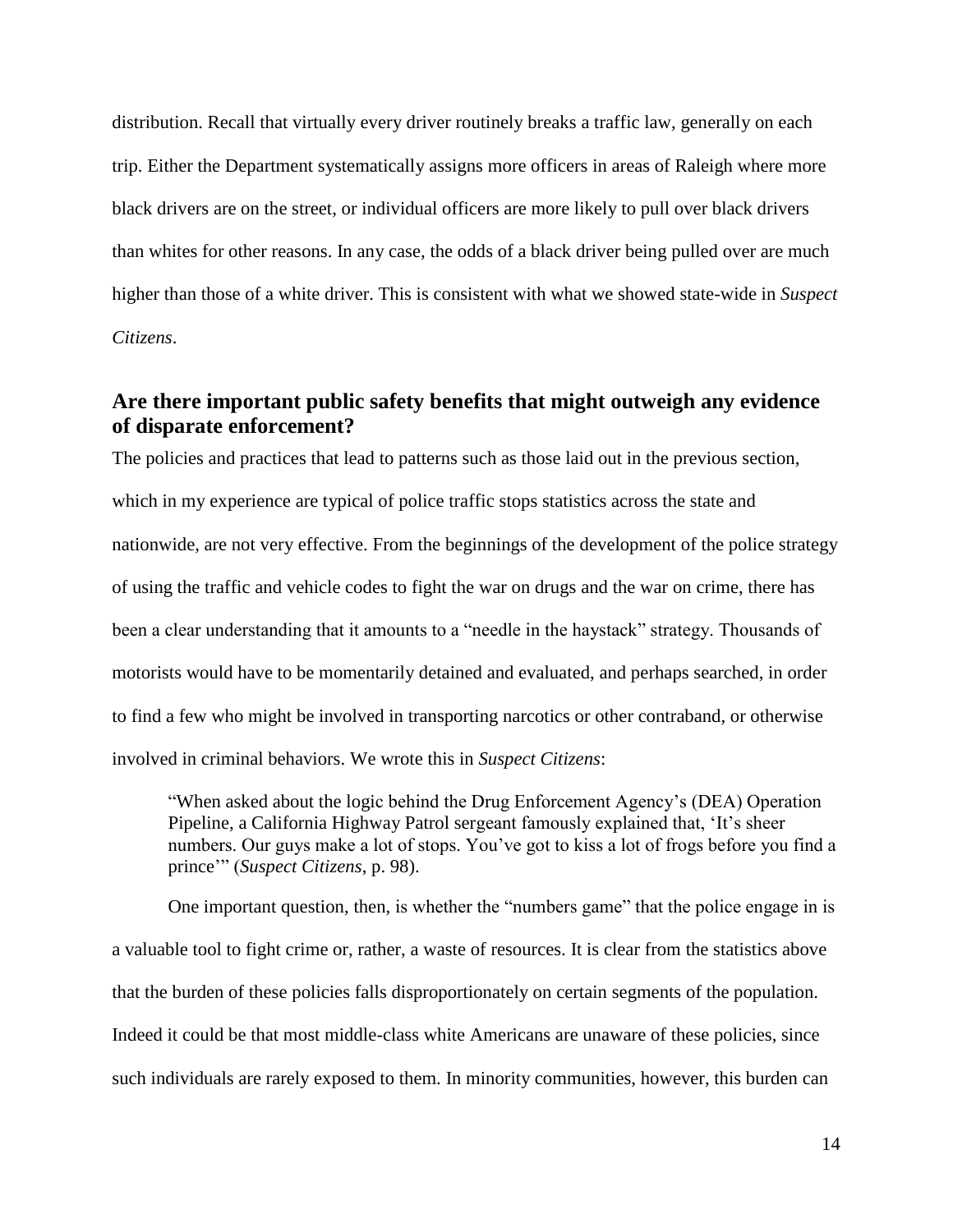distribution. Recall that virtually every driver routinely breaks a traffic law, generally on each trip. Either the Department systematically assigns more officers in areas of Raleigh where more black drivers are on the street, or individual officers are more likely to pull over black drivers than whites for other reasons. In any case, the odds of a black driver being pulled over are much higher than those of a white driver. This is consistent with what we showed state-wide in *Suspect Citizens*.

## Are there important public safety benefits that might outweigh any evidence of disparate enforcement?

The policies and practices that lead to patterns such as those laid out in the previous section, which in my experience are typical of police traffic stops statistics across the state and nationwide, are not very effective. From the beginnings of the development of the police strategy of using the traffic and vehicle codes to fight the war on drugs and the war on crime, there has been a clear understanding that it amounts to a "needle in the haystack" strategy. Thousands of motorists would have to be momentarily detained and evaluated, and perhaps searched, in order to find a few who might be involved in transporting narcotics or other contraband, or otherwise involved in criminal behaviors. We wrote this in *Suspect Citizens*:

> "When asked about the logic behind the Drug Enforcement Agency's (DEA) Operation Pipeline, a California Highway Patrol sergeant famously explained that, 'It's sheer numbers. Our guys make a lot of stops. You've got to kiss a lot of frogs before you find a prince'" (*Suspect Citizens*, p. 98).

One important question, then, is whether the "numbers game" that the police engage in is a valuable tool to fight crime or, rather, a waste of resources. It is clear from the statistics above that the burden of these policies falls disproportionately on certain segments of the population. Indeed it could be that most middle-class white Americans are unaware of these policies, since such individuals are rarely exposed to them. In minority communities, however, this burden can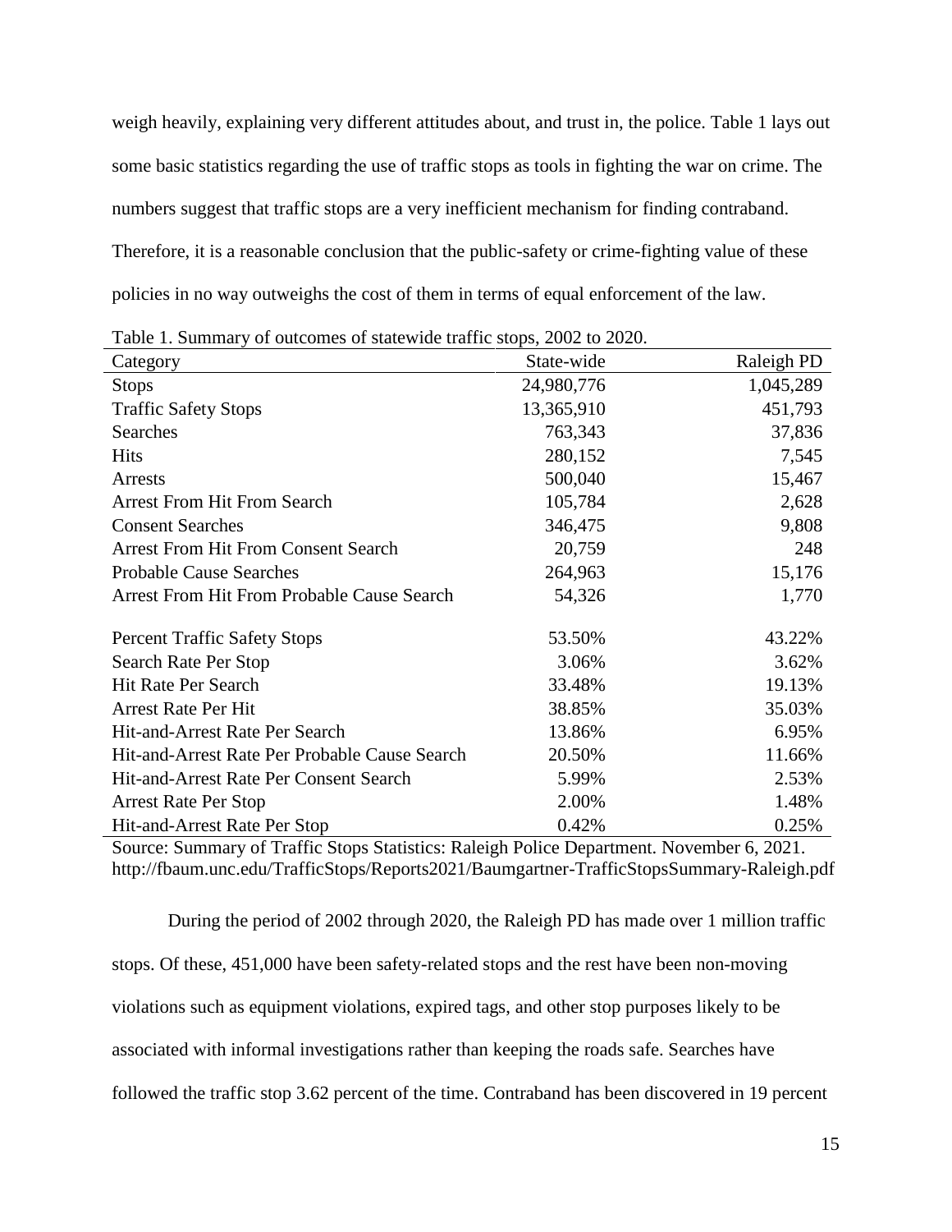weigh heavily, explaining very different attitudes about, and trust in, the police. Table 1 lays out some basic statistics regarding the use of traffic stops as tools in fighting the war on crime. The numbers suggest that traffic stops are a very inefficient mechanism for finding contraband. Therefore, it is a reasonable conclusion that the public-safety or crime-fighting value of these policies in no way outweighs the cost of them in terms of equal enforcement of the law.

Table 1. Summary of outcomes of statewide traffic stops, 2002 to 2020.

| Category | State-wide | Raleigh PD |
|---|---|---|
| Stops | 24,980,776 | 1,045,289 |
| Traffic Safety Stops | 13,365,910 | 451,793 |
| Searches | 763,343 | 37,836 |
| Hits | 280,152 | 7,545 |
| Arrests | 500,040 | 15,467 |
| Arrest From Hit From Search | 105,784 | 2,628 |
| Consent Searches | 346,475 | 9,808 |
| Arrest From Hit From Consent Search | 20,759 | 248 |
| Probable Cause Searches | 264,963 | 15,176 |
| Arrest From Hit From Probable Cause Search | 54,326 | 1,770 |
| | | |
| Percent Traffic Safety Stops | 53.50% | 43.22% |
| Search Rate Per Stop | 3.06% | 3.62% |
| Hit Rate Per Search | 33.48% | 19.13% |
| Arrest Rate Per Hit | 38.85% | 35.03% |
| Hit-and-Arrest Rate Per Search | 13.86% | 6.95% |
| Hit-and-Arrest Rate Per Probable Cause Search | 20.50% | 11.66% |
| Hit-and-Arrest Rate Per Consent Search | 5.99% | 2.53% |
| Arrest Rate Per Stop | 2.00% | 1.48% |
| Hit-and-Arrest Rate Per Stop | 0.42% | 0.25% |

Source: Summary of Traffic Stops Statistics: Raleigh Police Department. November 6, 2021. http://fbaum.unc.edu/TrafficStops/Reports2021/Baumgartner-TrafficStopsSummary-Raleigh.pdf

During the period of 2002 through 2020, the Raleigh PD has made over 1 million traffic stops. Of these, 451,000 have been safety-related stops and the rest have been non-moving violations such as equipment violations, expired tags, and other stop purposes likely to be associated with informal investigations rather than keeping the roads safe. Searches have followed the traffic stop 3.62 percent of the time. Contraband has been discovered in 19 percent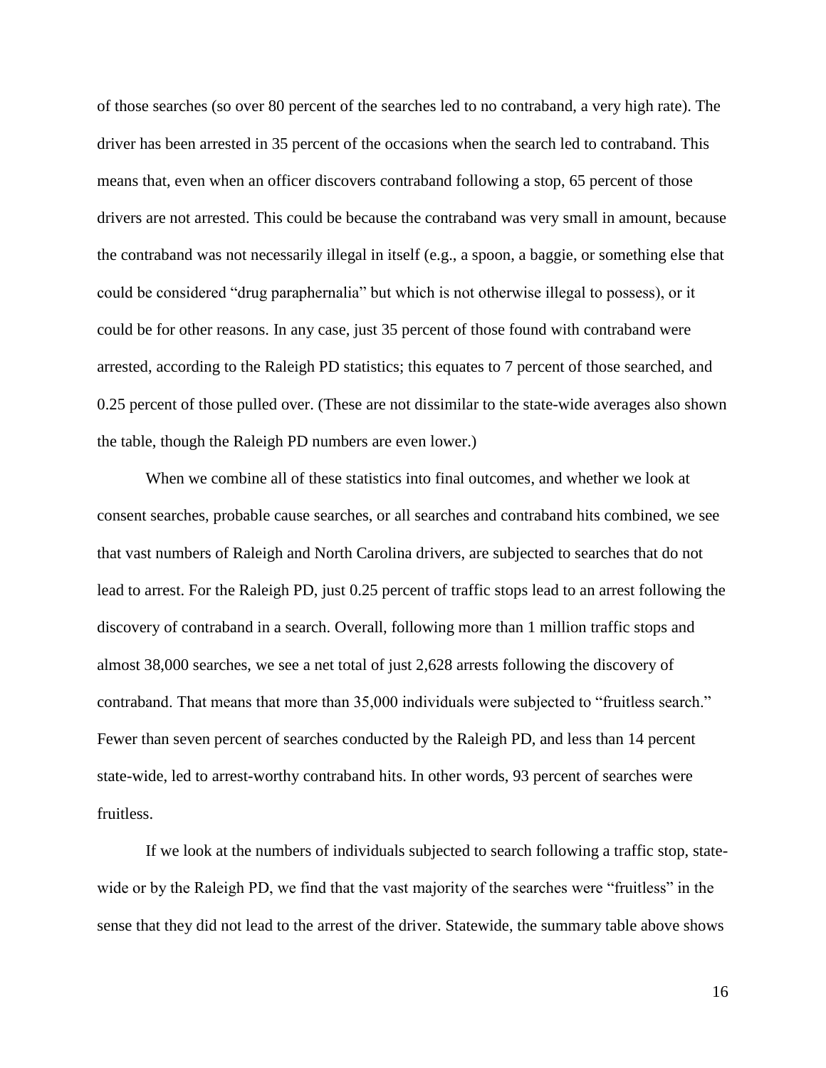of those searches (so over 80 percent of the searches led to no contraband, a very high rate). The driver has been arrested in 35 percent of the occasions when the search led to contraband. This means that, even when an officer discovers contraband following a stop, 65 percent of those drivers are not arrested. This could be because the contraband was very small in amount, because the contraband was not necessarily illegal in itself (e.g., a spoon, a baggie, or something else that could be considered "drug paraphernalia" but which is not otherwise illegal to possess), or it could be for other reasons. In any case, just 35 percent of those found with contraband were arrested, according to the Raleigh PD statistics; this equates to 7 percent of those searched, and 0.25 percent of those pulled over. (These are not dissimilar to the state-wide averages also shown the table, though the Raleigh PD numbers are even lower.)

When we combine all of these statistics into final outcomes, and whether we look at consent searches, probable cause searches, or all searches and contraband hits combined, we see that vast numbers of Raleigh and North Carolina drivers, are subjected to searches that do not lead to arrest. For the Raleigh PD, just 0.25 percent of traffic stops lead to an arrest following the discovery of contraband in a search. Overall, following more than 1 million traffic stops and almost 38,000 searches, we see a net total of just 2,628 arrests following the discovery of contraband. That means that more than 35,000 individuals were subjected to "fruitless search." Fewer than seven percent of searches conducted by the Raleigh PD, and less than 14 percent state-wide, led to arrest-worthy contraband hits. In other words, 93 percent of searches were fruitless.

If we look at the numbers of individuals subjected to search following a traffic stop, state-wide or by the Raleigh PD, we find that the vast majority of the searches were "fruitless" in the sense that they did not lead to the arrest of the driver. Statewide, the summary table above shows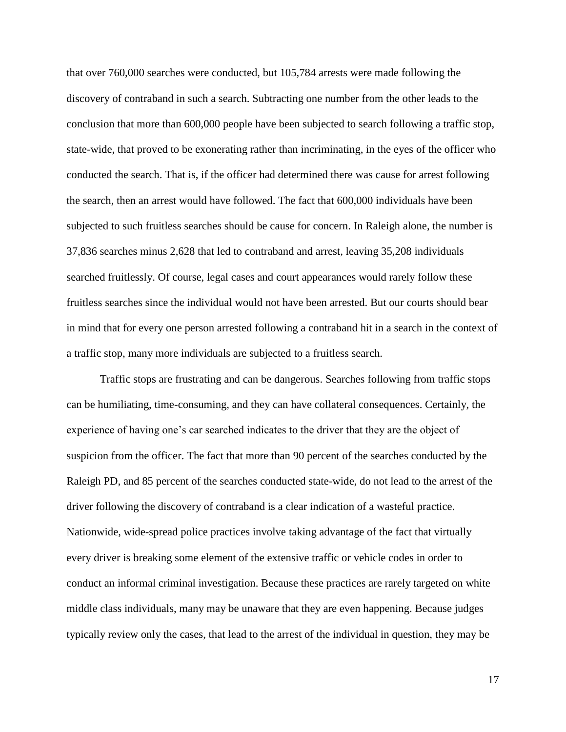that over 760,000 searches were conducted, but 105,784 arrests were made following the discovery of contraband in such a search. Subtracting one number from the other leads to the conclusion that more than 600,000 people have been subjected to search following a traffic stop, state-wide, that proved to be exonerating rather than incriminating, in the eyes of the officer who conducted the search. That is, if the officer had determined there was cause for arrest following the search, then an arrest would have followed. The fact that 600,000 individuals have been subjected to such fruitless searches should be cause for concern. In Raleigh alone, the number is 37,836 searches minus 2,628 that led to contraband and arrest, leaving 35,208 individuals searched fruitlessly. Of course, legal cases and court appearances would rarely follow these fruitless searches since the individual would not have been arrested. But our courts should bear in mind that for every one person arrested following a contraband hit in a search in the context of a traffic stop, many more individuals are subjected to a fruitless search.

Traffic stops are frustrating and can be dangerous. Searches following from traffic stops can be humiliating, time-consuming, and they can have collateral consequences. Certainly, the experience of having one's car searched indicates to the driver that they are the object of suspicion from the officer. The fact that more than 90 percent of the searches conducted by the Raleigh PD, and 85 percent of the searches conducted state-wide, do not lead to the arrest of the driver following the discovery of contraband is a clear indication of a wasteful practice. Nationwide, wide-spread police practices involve taking advantage of the fact that virtually every driver is breaking some element of the extensive traffic or vehicle codes in order to conduct an informal criminal investigation. Because these practices are rarely targeted on white middle class individuals, many may be unaware that they are even happening. Because judges typically review only the cases, that lead to the arrest of the individual in question, they may be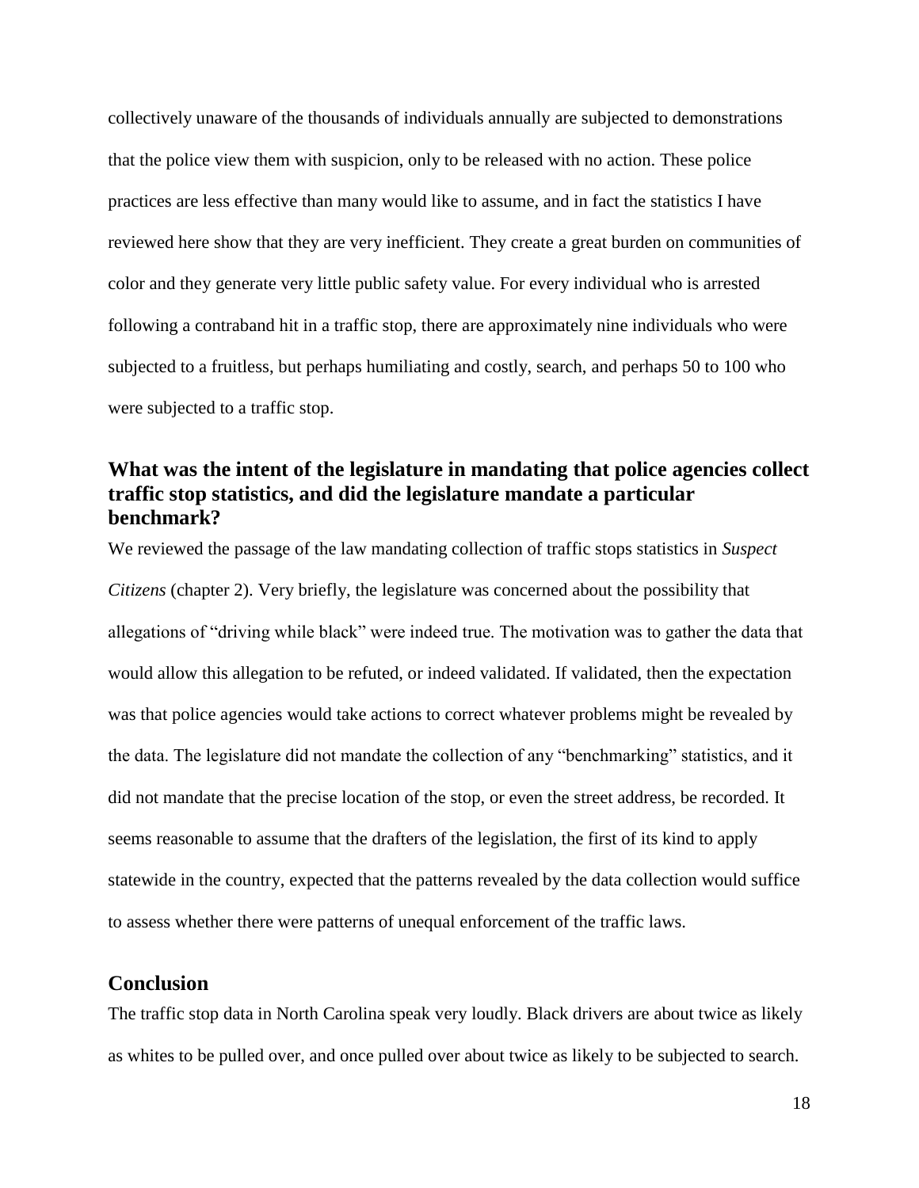collectively unaware of the thousands of individuals annually are subjected to demonstrations that the police view them with suspicion, only to be released with no action. These police practices are less effective than many would like to assume, and in fact the statistics I have reviewed here show that they are very inefficient. They create a great burden on communities of color and they generate very little public safety value. For every individual who is arrested following a contraband hit in a traffic stop, there are approximately nine individuals who were subjected to a fruitless, but perhaps humiliating and costly, search, and perhaps 50 to 100 who were subjected to a traffic stop.

## What was the intent of the legislature in mandating that police agencies collect traffic stop statistics, and did the legislature mandate a particular benchmark?

We reviewed the passage of the law mandating collection of traffic stops statistics in *Suspect Citizens* (chapter 2). Very briefly, the legislature was concerned about the possibility that allegations of "driving while black" were indeed true. The motivation was to gather the data that would allow this allegation to be refuted, or indeed validated. If validated, then the expectation was that police agencies would take actions to correct whatever problems might be revealed by the data. The legislature did not mandate the collection of any "benchmarking" statistics, and it did not mandate that the precise location of the stop, or even the street address, be recorded. It seems reasonable to assume that the drafters of the legislation, the first of its kind to apply statewide in the country, expected that the patterns revealed by the data collection would suffice to assess whether there were patterns of unequal enforcement of the traffic laws.

## Conclusion

The traffic stop data in North Carolina speak very loudly. Black drivers are about twice as likely as whites to be pulled over, and once pulled over about twice as likely to be subjected to search.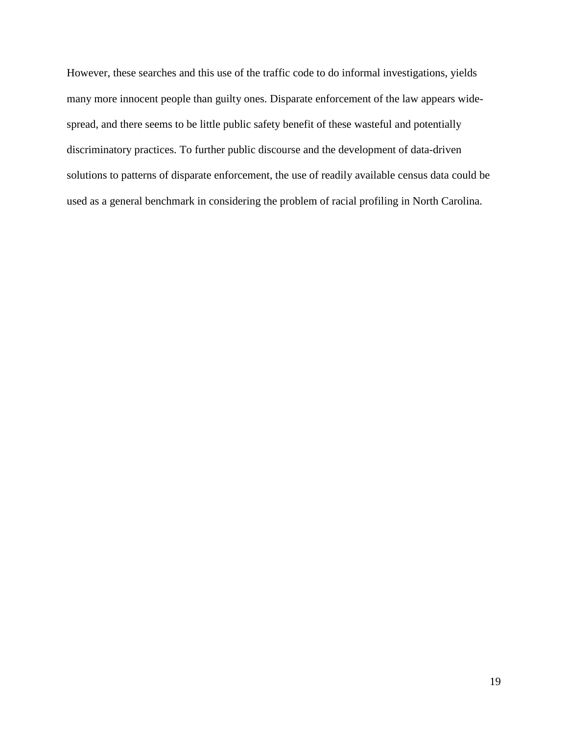However, these searches and this use of the traffic code to do informal investigations, yields many more innocent people than guilty ones. Disparate enforcement of the law appears wide-spread, and there seems to be little public safety benefit of these wasteful and potentially discriminatory practices. To further public discourse and the development of data-driven solutions to patterns of disparate enforcement, the use of readily available census data could be used as a general benchmark in considering the problem of racial profiling in North Carolina.